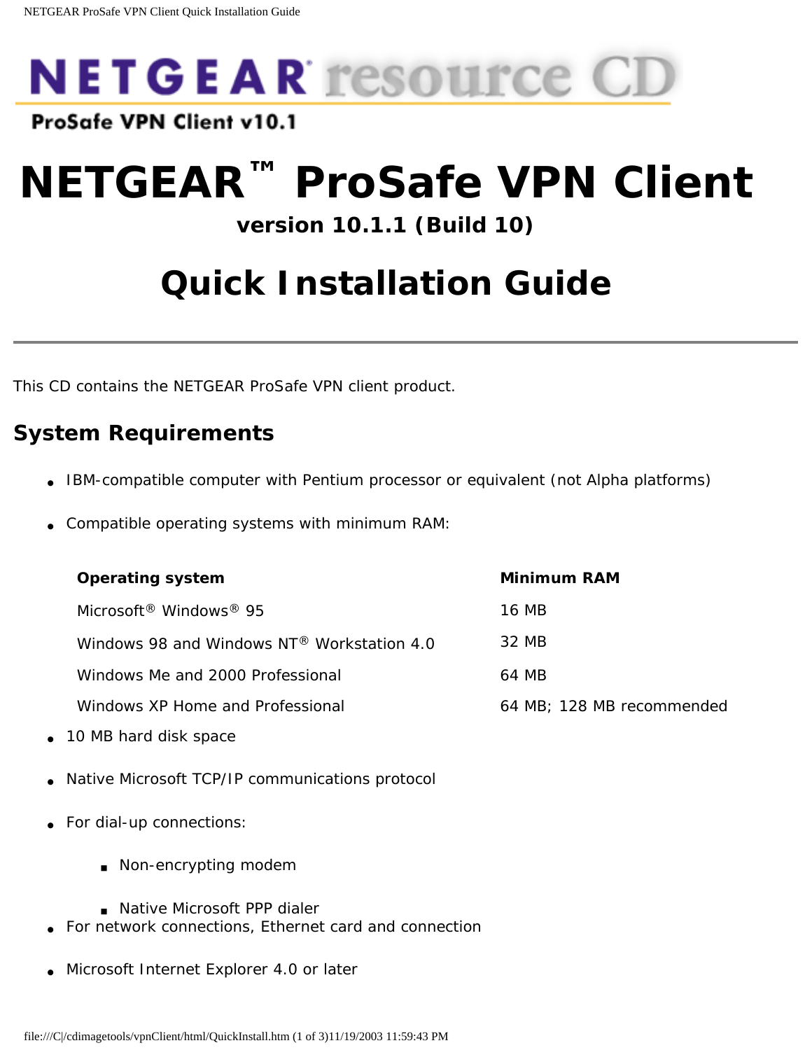NETGEAR resource CD

ProSafe VPN Client v10.1

# NETGEAR™ ProSafe VPN Client

### version 10.1.1 (Build 10)

## Quick Installation Guide

---

This CD contains the NETGEAR ProSafe VPN client product.

### System Requirements

- IBM-compatible computer with Pentium processor or equivalent (not Alpha platforms)
- Compatible operating systems with minimum RAM:

| Operating system | Minimum RAM |
|---|---|
| Microsoft® Windows® 95 | 16 MB |
| Windows 98 and Windows NT® Workstation 4.0 | 32 MB |
| Windows Me and 2000 Professional | 64 MB |
| Windows XP Home and Professional | 64 MB; 128 MB recommended |

- 10 MB hard disk space
- Native Microsoft TCP/IP communications protocol
- For dial-up connections:
  - Non-encrypting modem
  - Native Microsoft PPP dialer
- For network connections, Ethernet card and connection
- Microsoft Internet Explorer 4.0 or later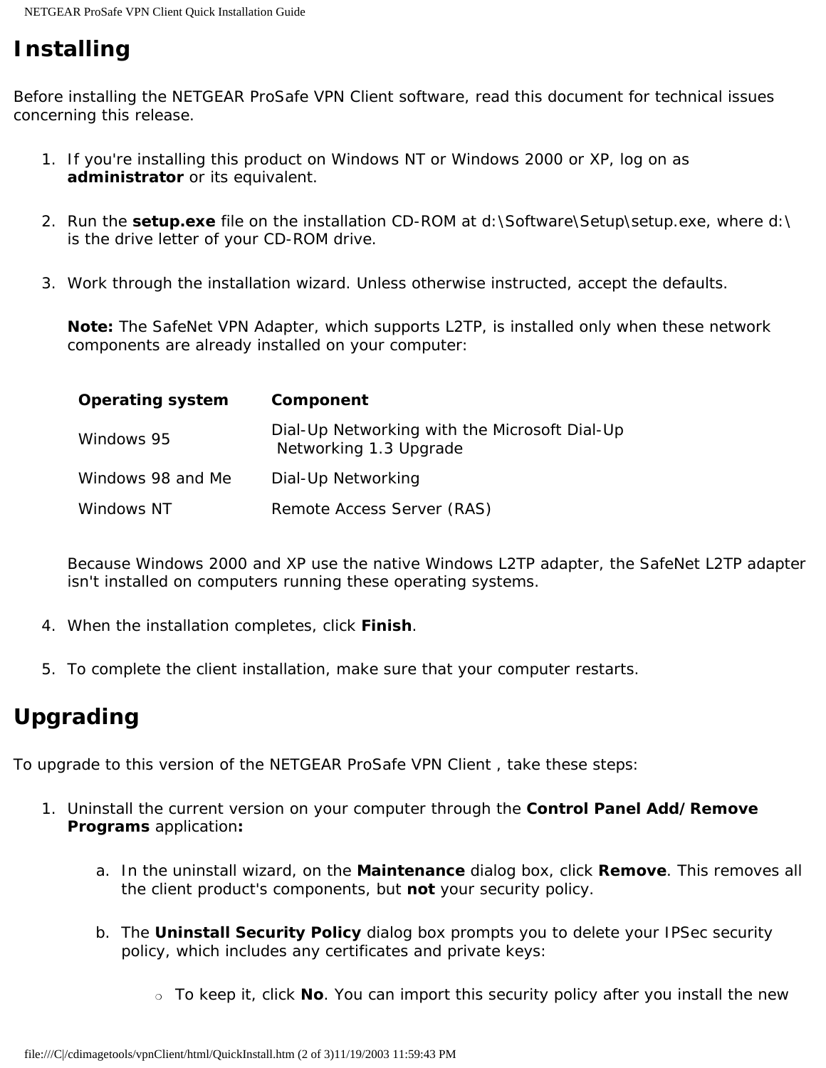## Installing

Before installing the NETGEAR ProSafe VPN Client software, read this document for technical issues concerning this release.

1. If you're installing this product on Windows NT or Windows 2000 or XP, log on as **administrator** or its equivalent.

2. Run the **setup.exe** file on the installation CD-ROM at d:\Software\Setup\setup.exe, where d:\ is the drive letter of your CD-ROM drive.

3. Work through the installation wizard. Unless otherwise instructed, accept the defaults.

   **Note:** The SafeNet VPN Adapter, which supports L2TP, is installed only when these network components are already installed on your computer:

   | Operating system | Component |
   | --- | --- |
   | Windows 95 | Dial-Up Networking with the Microsoft Dial-Up Networking 1.3 Upgrade |
   | Windows 98 and Me | Dial-Up Networking |
   | Windows NT | Remote Access Server (RAS) |

   Because Windows 2000 and XP use the native Windows L2TP adapter, the SafeNet L2TP adapter isn't installed on computers running these operating systems.

4. When the installation completes, click **Finish**.

5. To complete the client installation, make sure that your computer restarts.

## Upgrading

To upgrade to this version of the NETGEAR ProSafe VPN Client , take these steps:

1. Uninstall the current version on your computer through the **Control Panel Add/Remove Programs** application**:**

   a. In the uninstall wizard, on the **Maintenance** dialog box, click **Remove**. This removes all the client product's components, but **not** your security policy.

   b. The **Uninstall Security Policy** dialog box prompts you to delete your IPSec security policy, which includes any certificates and private keys:

      - To keep it, click **No**. You can import this security policy after you install the new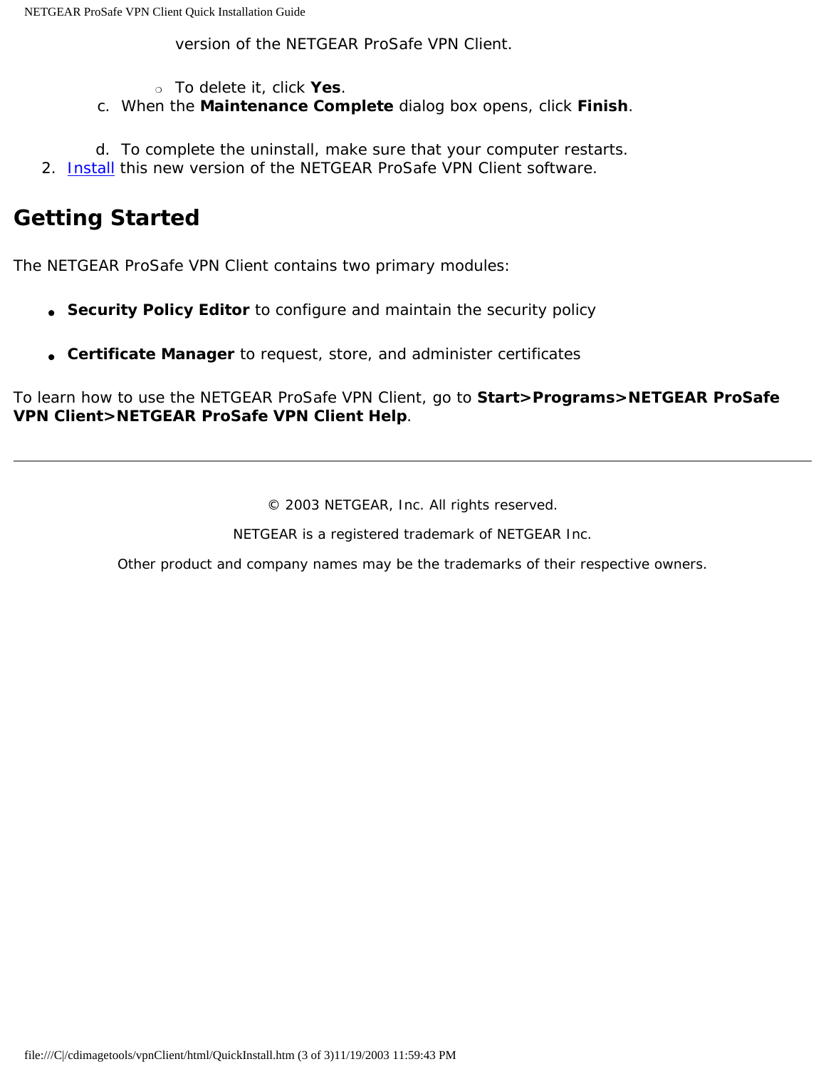version of the NETGEAR ProSafe VPN Client.

   - To delete it, click **Yes**.

   c. When the **Maintenance Complete** dialog box opens, click **Finish**.

   d. To complete the uninstall, make sure that your computer restarts.

2. Install this new version of the NETGEAR ProSafe VPN Client software.

## Getting Started

The NETGEAR ProSafe VPN Client contains two primary modules:

- **Security Policy Editor** to configure and maintain the security policy
- **Certificate Manager** to request, store, and administer certificates

To learn how to use the NETGEAR ProSafe VPN Client, go to **Start>Programs>NETGEAR ProSafe VPN Client>NETGEAR ProSafe VPN Client Help**.

---

© 2003 NETGEAR, Inc. All rights reserved.

NETGEAR is a registered trademark of NETGEAR Inc.

Other product and company names may be the trademarks of their respective owners.